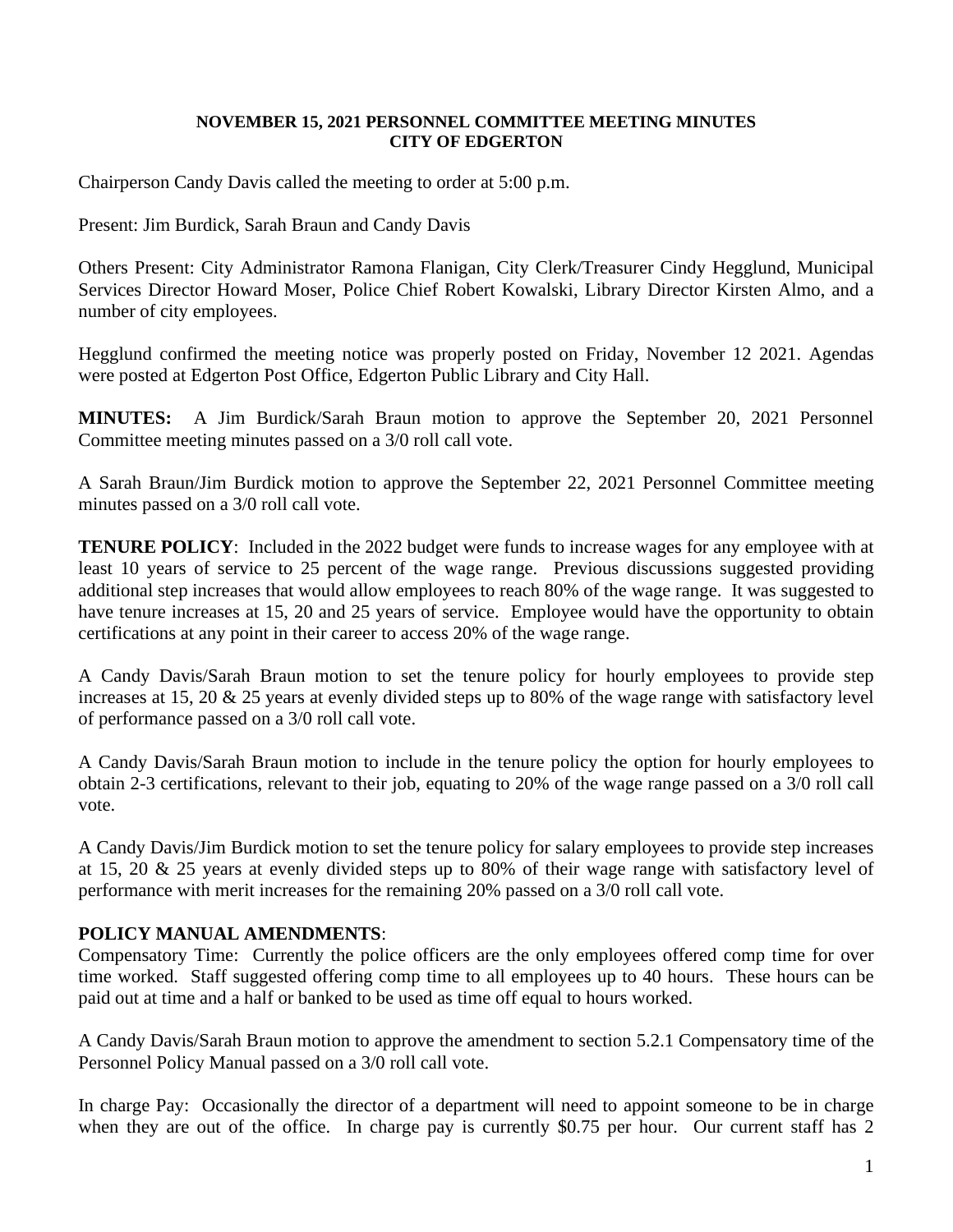**NOVEMBER 15, 2021 PERSONNEL COMMITTEE MEETING MINUTES**
**CITY OF EDGERTON**

Chairperson Candy Davis called the meeting to order at 5:00 p.m.

Present: Jim Burdick, Sarah Braun and Candy Davis

Others Present: City Administrator Ramona Flanigan, City Clerk/Treasurer Cindy Hegglund, Municipal Services Director Howard Moser, Police Chief Robert Kowalski, Library Director Kirsten Almo, and a number of city employees.

Hegglund confirmed the meeting notice was properly posted on Friday, November 12 2021. Agendas were posted at Edgerton Post Office, Edgerton Public Library and City Hall.

**MINUTES:** A Jim Burdick/Sarah Braun motion to approve the September 20, 2021 Personnel Committee meeting minutes passed on a 3/0 roll call vote.

A Sarah Braun/Jim Burdick motion to approve the September 22, 2021 Personnel Committee meeting minutes passed on a 3/0 roll call vote.

**TENURE POLICY**: Included in the 2022 budget were funds to increase wages for any employee with at least 10 years of service to 25 percent of the wage range. Previous discussions suggested providing additional step increases that would allow employees to reach 80% of the wage range. It was suggested to have tenure increases at 15, 20 and 25 years of service. Employee would have the opportunity to obtain certifications at any point in their career to access 20% of the wage range.

A Candy Davis/Sarah Braun motion to set the tenure policy for hourly employees to provide step increases at 15, 20 & 25 years at evenly divided steps up to 80% of the wage range with satisfactory level of performance passed on a 3/0 roll call vote.

A Candy Davis/Sarah Braun motion to include in the tenure policy the option for hourly employees to obtain 2-3 certifications, relevant to their job, equating to 20% of the wage range passed on a 3/0 roll call vote.

A Candy Davis/Jim Burdick motion to set the tenure policy for salary employees to provide step increases at 15, 20 & 25 years at evenly divided steps up to 80% of their wage range with satisfactory level of performance with merit increases for the remaining 20% passed on a 3/0 roll call vote.

**POLICY MANUAL AMENDMENTS**:

Compensatory Time: Currently the police officers are the only employees offered comp time for over time worked. Staff suggested offering comp time to all employees up to 40 hours. These hours can be paid out at time and a half or banked to be used as time off equal to hours worked.

A Candy Davis/Sarah Braun motion to approve the amendment to section 5.2.1 Compensatory time of the Personnel Policy Manual passed on a 3/0 roll call vote.

In charge Pay: Occasionally the director of a department will need to appoint someone to be in charge when they are out of the office. In charge pay is currently $0.75 per hour. Our current staff has 2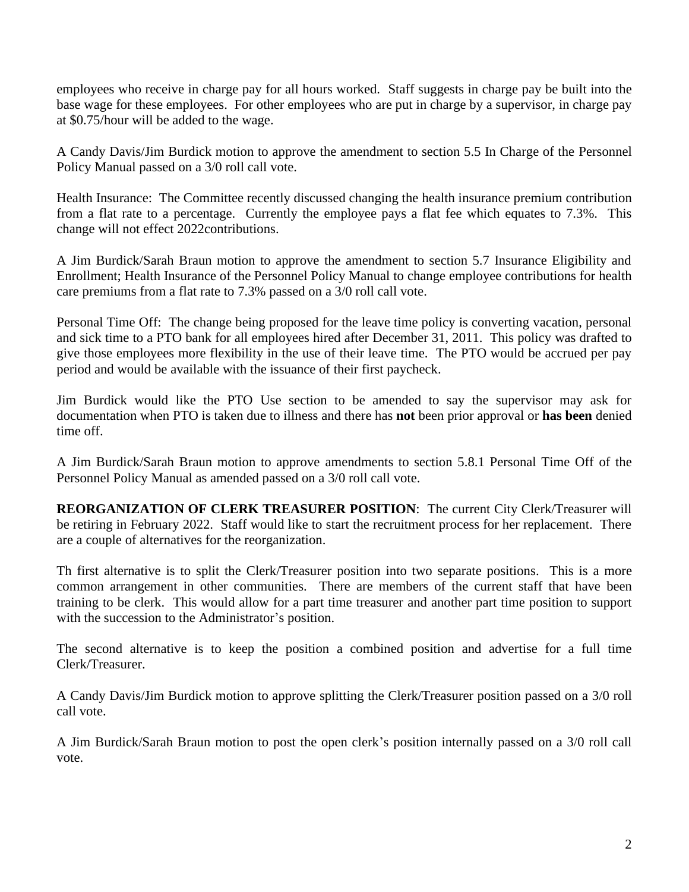employees who receive in charge pay for all hours worked. Staff suggests in charge pay be built into the base wage for these employees. For other employees who are put in charge by a supervisor, in charge pay at $0.75/hour will be added to the wage.

A Candy Davis/Jim Burdick motion to approve the amendment to section 5.5 In Charge of the Personnel Policy Manual passed on a 3/0 roll call vote.

Health Insurance: The Committee recently discussed changing the health insurance premium contribution from a flat rate to a percentage. Currently the employee pays a flat fee which equates to 7.3%. This change will not effect 2022contributions.

A Jim Burdick/Sarah Braun motion to approve the amendment to section 5.7 Insurance Eligibility and Enrollment; Health Insurance of the Personnel Policy Manual to change employee contributions for health care premiums from a flat rate to 7.3% passed on a 3/0 roll call vote.

Personal Time Off: The change being proposed for the leave time policy is converting vacation, personal and sick time to a PTO bank for all employees hired after December 31, 2011. This policy was drafted to give those employees more flexibility in the use of their leave time. The PTO would be accrued per pay period and would be available with the issuance of their first paycheck.

Jim Burdick would like the PTO Use section to be amended to say the supervisor may ask for documentation when PTO is taken due to illness and there has **not** been prior approval or **has been** denied time off.

A Jim Burdick/Sarah Braun motion to approve amendments to section 5.8.1 Personal Time Off of the Personnel Policy Manual as amended passed on a 3/0 roll call vote.

**REORGANIZATION OF CLERK TREASURER POSITION**: The current City Clerk/Treasurer will be retiring in February 2022. Staff would like to start the recruitment process for her replacement. There are a couple of alternatives for the reorganization.

Th first alternative is to split the Clerk/Treasurer position into two separate positions. This is a more common arrangement in other communities. There are members of the current staff that have been training to be clerk. This would allow for a part time treasurer and another part time position to support with the succession to the Administrator's position.

The second alternative is to keep the position a combined position and advertise for a full time Clerk/Treasurer.

A Candy Davis/Jim Burdick motion to approve splitting the Clerk/Treasurer position passed on a 3/0 roll call vote.

A Jim Burdick/Sarah Braun motion to post the open clerk's position internally passed on a 3/0 roll call vote.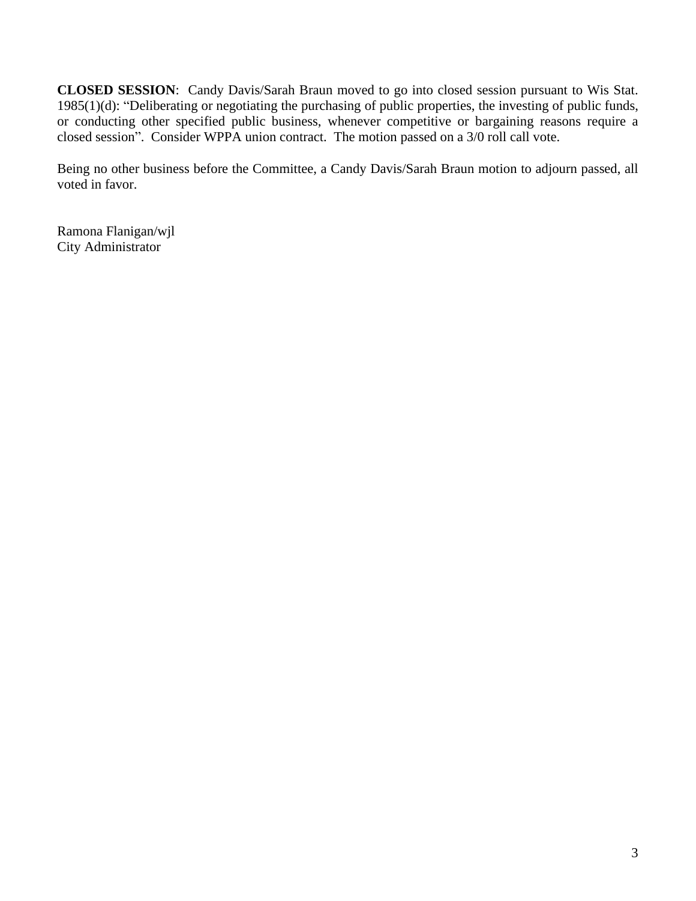**CLOSED SESSION**: Candy Davis/Sarah Braun moved to go into closed session pursuant to Wis Stat. 1985(1)(d): "Deliberating or negotiating the purchasing of public properties, the investing of public funds, or conducting other specified public business, whenever competitive or bargaining reasons require a closed session". Consider WPPA union contract. The motion passed on a 3/0 roll call vote.

Being no other business before the Committee, a Candy Davis/Sarah Braun motion to adjourn passed, all voted in favor.

Ramona Flanigan/wjl
City Administrator